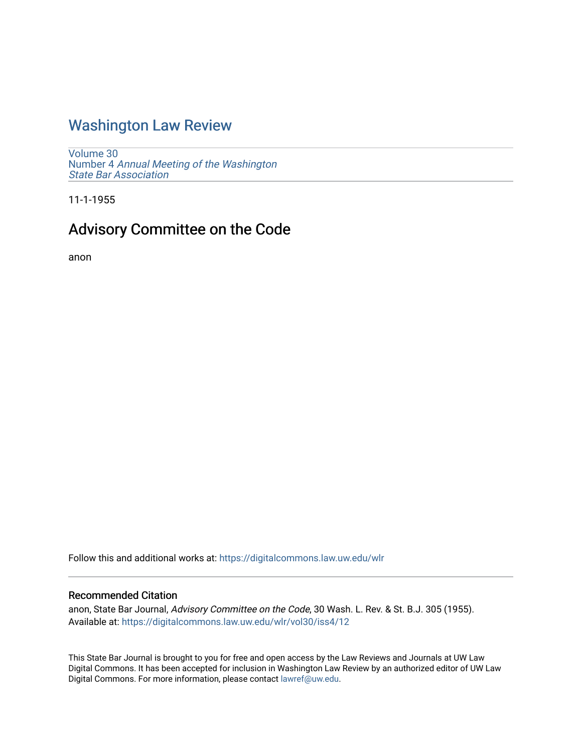# Washington Law Review

Volume 30
Number 4 *Annual Meeting of the Washington State Bar Association*

11-1-1955

## Advisory Committee on the Code

anon

Follow this and additional works at: https://digitalcommons.law.uw.edu/wlr

### Recommended Citation

anon, State Bar Journal, *Advisory Committee on the Code*, 30 Wash. L. Rev. & St. B.J. 305 (1955).
Available at: https://digitalcommons.law.uw.edu/wlr/vol30/iss4/12

This State Bar Journal is brought to you for free and open access by the Law Reviews and Journals at UW Law Digital Commons. It has been accepted for inclusion in Washington Law Review by an authorized editor of UW Law Digital Commons. For more information, please contact lawref@uw.edu.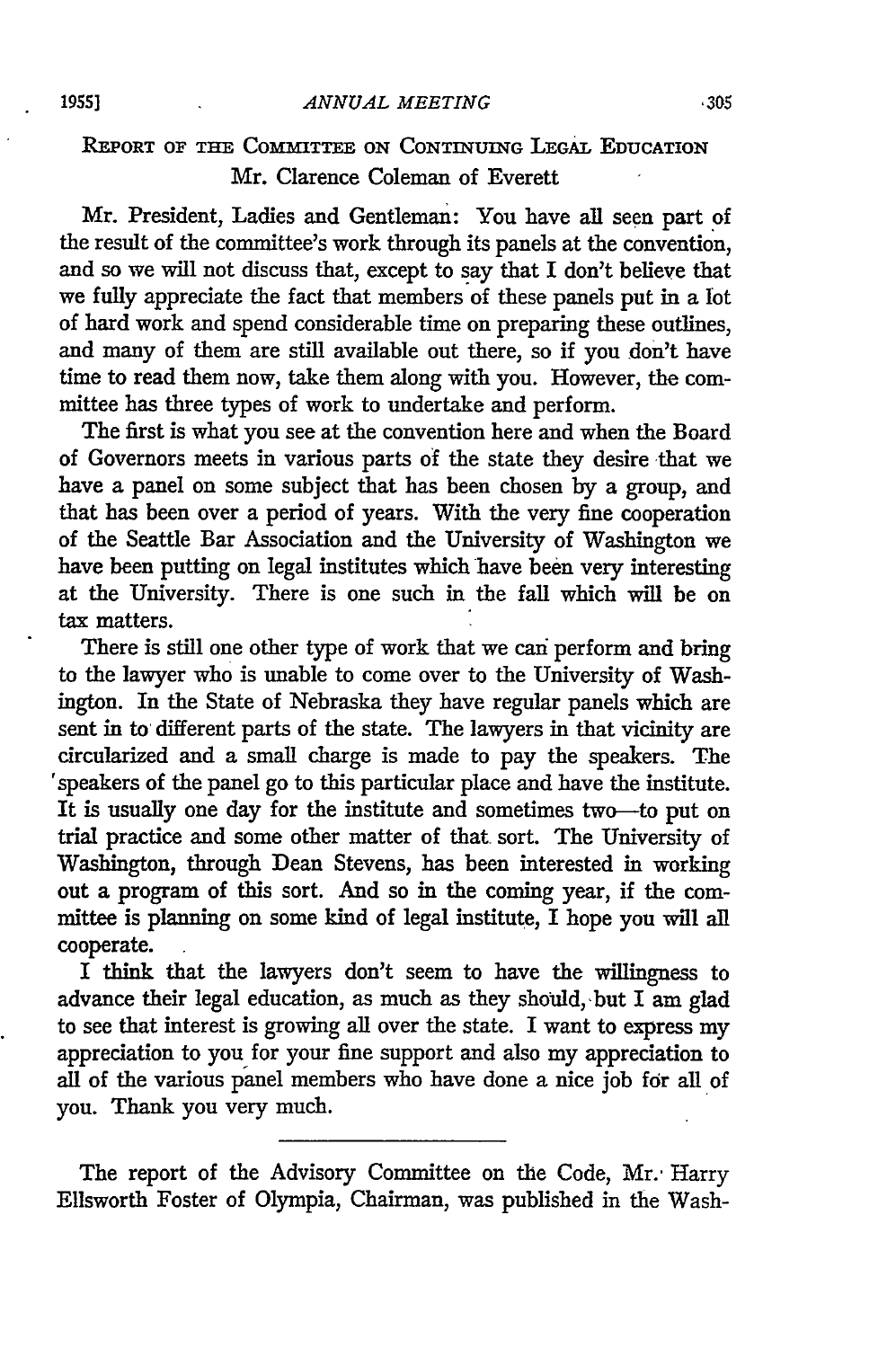REPORT OF THE COMMITTEE ON CONTINUING LEGAL EDUCATION
Mr. Clarence Coleman of Everett

Mr. President, Ladies and Gentleman: You have all seen part of the result of the committee's work through its panels at the convention, and so we will not discuss that, except to say that I don't believe that we fully appreciate the fact that members of these panels put in a lot of hard work and spend considerable time on preparing these outlines, and many of them are still available out there, so if you don't have time to read them now, take them along with you. However, the committee has three types of work to undertake and perform.

The first is what you see at the convention here and when the Board of Governors meets in various parts of the state they desire that we have a panel on some subject that has been chosen by a group, and that has been over a period of years. With the very fine cooperation of the Seattle Bar Association and the University of Washington we have been putting on legal institutes which have been very interesting at the University. There is one such in the fall which will be on tax matters.

There is still one other type of work that we can perform and bring to the lawyer who is unable to come over to the University of Washington. In the State of Nebraska they have regular panels which are sent in to different parts of the state. The lawyers in that vicinity are circularized and a small charge is made to pay the speakers. The speakers of the panel go to this particular place and have the institute. It is usually one day for the institute and sometimes two—to put on trial practice and some other matter of that sort. The University of Washington, through Dean Stevens, has been interested in working out a program of this sort. And so in the coming year, if the committee is planning on some kind of legal institute, I hope you will all cooperate.

I think that the lawyers don't seem to have the willingness to advance their legal education, as much as they should, but I am glad to see that interest is growing all over the state. I want to express my appreciation to you for your fine support and also my appreciation to all of the various panel members who have done a nice job for all of you. Thank you very much.

---

The report of the Advisory Committee on the Code, Mr. Harry Ellsworth Foster of Olympia, Chairman, was published in the Wash-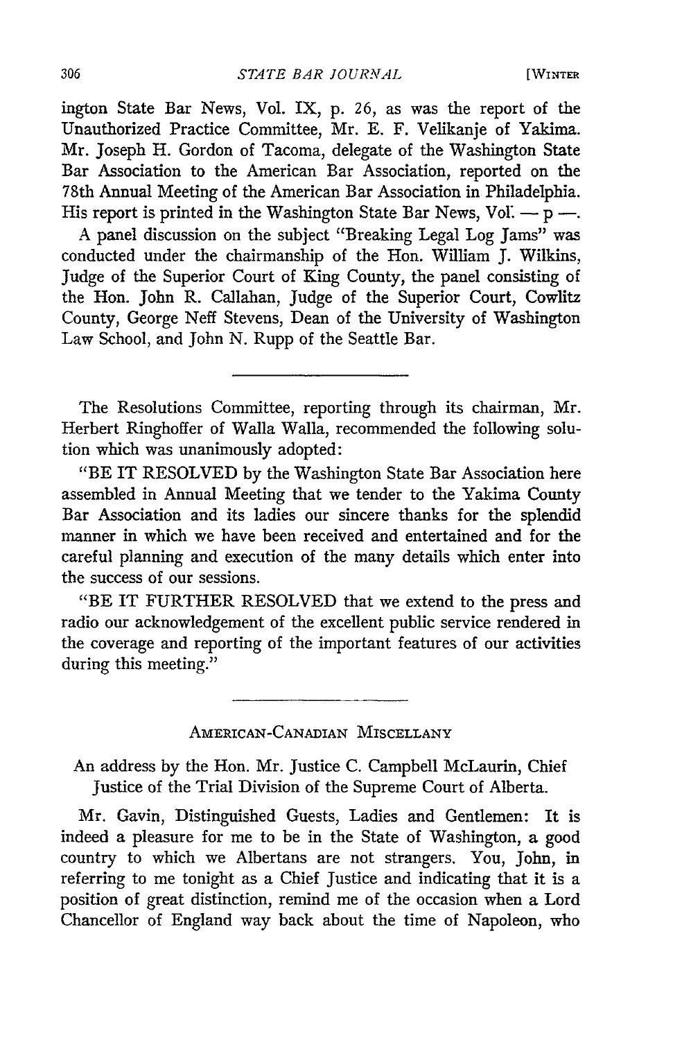ington State Bar News, Vol. IX, p. 26, as was the report of the Unauthorized Practice Committee, Mr. E. F. Velikanje of Yakima. Mr. Joseph H. Gordon of Tacoma, delegate of the Washington State Bar Association to the American Bar Association, reported on the 78th Annual Meeting of the American Bar Association in Philadelphia. His report is printed in the Washington State Bar News, Vol. — p —.

A panel discussion on the subject "Breaking Legal Log Jams" was conducted under the chairmanship of the Hon. William J. Wilkins, Judge of the Superior Court of King County, the panel consisting of the Hon. John R. Callahan, Judge of the Superior Court, Cowlitz County, George Neff Stevens, Dean of the University of Washington Law School, and John N. Rupp of the Seattle Bar.

---

The Resolutions Committee, reporting through its chairman, Mr. Herbert Ringhoffer of Walla Walla, recommended the following solution which was unanimously adopted:

"BE IT RESOLVED by the Washington State Bar Association here assembled in Annual Meeting that we tender to the Yakima County Bar Association and its ladies our sincere thanks for the splendid manner in which we have been received and entertained and for the careful planning and execution of the many details which enter into the success of our sessions.

"BE IT FURTHER RESOLVED that we extend to the press and radio our acknowledgement of the excellent public service rendered in the coverage and reporting of the important features of our activities during this meeting."

---

## American-Canadian Miscellany

An address by the Hon. Mr. Justice C. Campbell McLaurin, Chief Justice of the Trial Division of the Supreme Court of Alberta.

Mr. Gavin, Distinguished Guests, Ladies and Gentlemen: It is indeed a pleasure for me to be in the State of Washington, a good country to which we Albertans are not strangers. You, John, in referring to me tonight as a Chief Justice and indicating that it is a position of great distinction, remind me of the occasion when a Lord Chancellor of England way back about the time of Napoleon, who